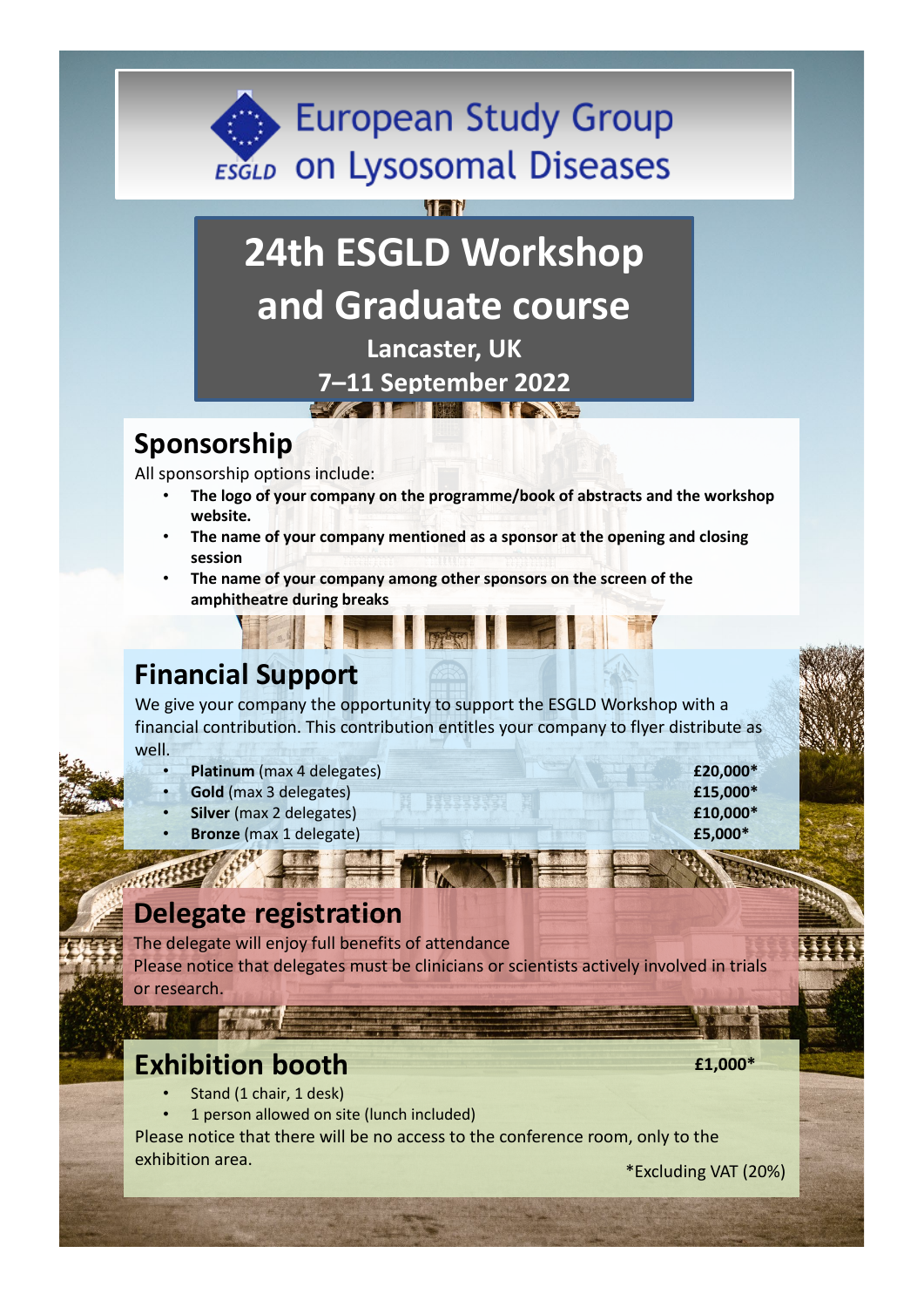European Study Group on Lysosomal Diseases

ESGLD

# 24th ESGLD Workshop and Graduate course

**Lancaster, UK**

**7–11 September 2022**

## Sponsorship

All sponsorship options include:

- **The logo of your company on the programme/book of abstracts and the workshop website.**
- **The name of your company mentioned as a sponsor at the opening and closing session**
- **The name of your company among other sponsors on the screen of the amphitheatre during breaks**

## Financial Support

We give your company the opportunity to support the ESGLD Workshop with a financial contribution. This contribution entitles your company to flyer distribute as well.

- **Platinum** (max 4 delegates) **£20,000***
- **Gold** (max 3 delegates) **£15,000***
- **Silver** (max 2 delegates) **£10,000***
- **Bronze** (max 1 delegate) **£5,000***

## Delegate registration

The delegate will enjoy full benefits of attendance

Please notice that delegates must be clinicians or scientists actively involved in trials or research.

## Exhibition booth

**£1,000***

- Stand (1 chair, 1 desk)
- 1 person allowed on site (lunch included)

Please notice that there will be no access to the conference room, only to the exhibition area.

*Excluding VAT (20%)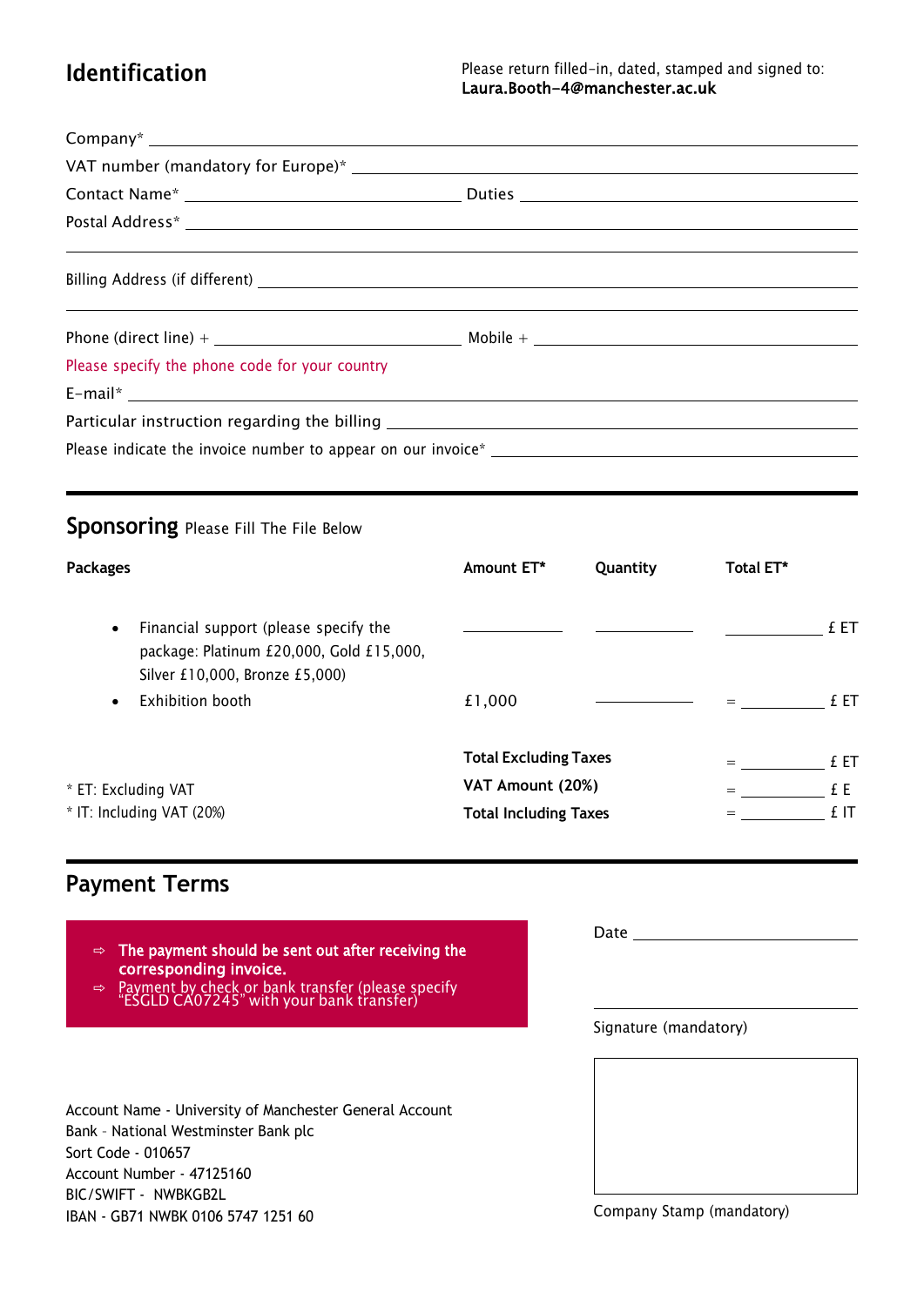## Identification

Please return filled-in, dated, stamped and signed to:
**Laura.Booth-4@manchester.ac.uk**

Company* ______________________________

VAT number (mandatory for Europe)* ______________________________

Contact Name* ______________________ Duties ______________________

Postal Address* ______________________________

______________________________

Billing Address (if different) ______________________________

______________________________

Phone (direct line) + ______________________ Mobile + ______________________

Please specify the phone code for your country

E-mail* ______________________________

Particular instruction regarding the billing ______________________________

Please indicate the invoice number to appear on our invoice* ______________________________

## Sponsoring Please Fill The File Below

| **Packages** | **Amount ET*** | **Quantity** | **Total ET*** |
|---|---|---|---|
| • Financial support (please specify the package: Platinum £20,000, Gold £15,000, Silver £10,000, Bronze £5,000) | ________ | ________ | ________ £ ET |
| • Exhibition booth | £1,000 | ________ | = ________ £ ET |
| | **Total Excluding Taxes** | | = ________ £ ET |
| | **VAT Amount (20%)** | | = ________ £ E |
| | **Total Including Taxes** | | = ________ £ IT |

\* ET: Excluding VAT
\* IT: Including VAT (20%)

## Payment Terms

- ⇨ **The payment should be sent out after receiving the corresponding invoice.**
- ⇨ Payment by check or bank transfer (please specify "ESGLD CA07245" with your bank transfer)

Date ______________________

______________________

Signature (mandatory)

Company Stamp (mandatory)

Account Name - University of Manchester General Account
Bank - National Westminster Bank plc
Sort Code - 010657
Account Number - 47125160
BIC/SWIFT - NWBKGB2L
IBAN - GB71 NWBK 0106 5747 1251 60